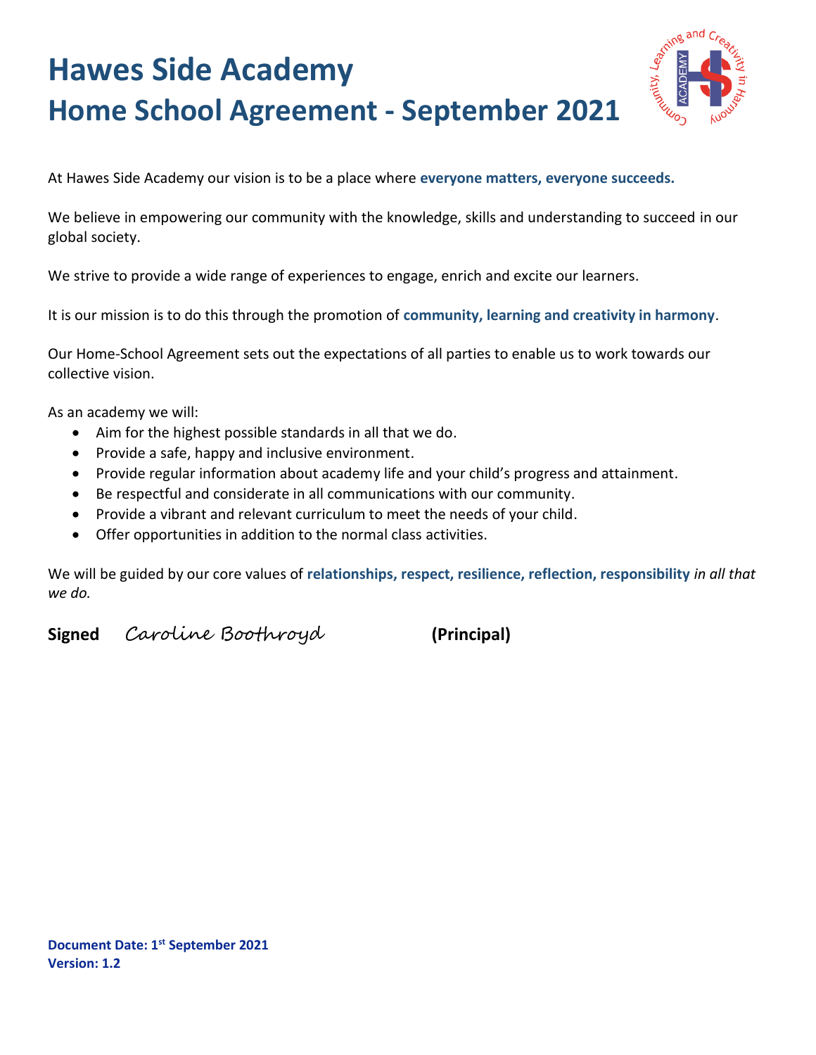# Hawes Side Academy
# Home School Agreement - September 2021

At Hawes Side Academy our vision is to be a place where **everyone matters, everyone succeeds.**

We believe in empowering our community with the knowledge, skills and understanding to succeed in our global society.

We strive to provide a wide range of experiences to engage, enrich and excite our learners.

It is our mission is to do this through the promotion of **community, learning and creativity in harmony**.

Our Home-School Agreement sets out the expectations of all parties to enable us to work towards our collective vision.

As an academy we will:

- Aim for the highest possible standards in all that we do.
- Provide a safe, happy and inclusive environment.
- Provide regular information about academy life and your child's progress and attainment.
- Be respectful and considerate in all communications with our community.
- Provide a vibrant and relevant curriculum to meet the needs of your child.
- Offer opportunities in addition to the normal class activities.

We will be guided by our core values of **relationships, respect, resilience, reflection, responsibility** *in all that we do.*

**Signed** *Caroline Boothroyd* **(Principal)**

**Document Date: 1st September 2021**
**Version: 1.2**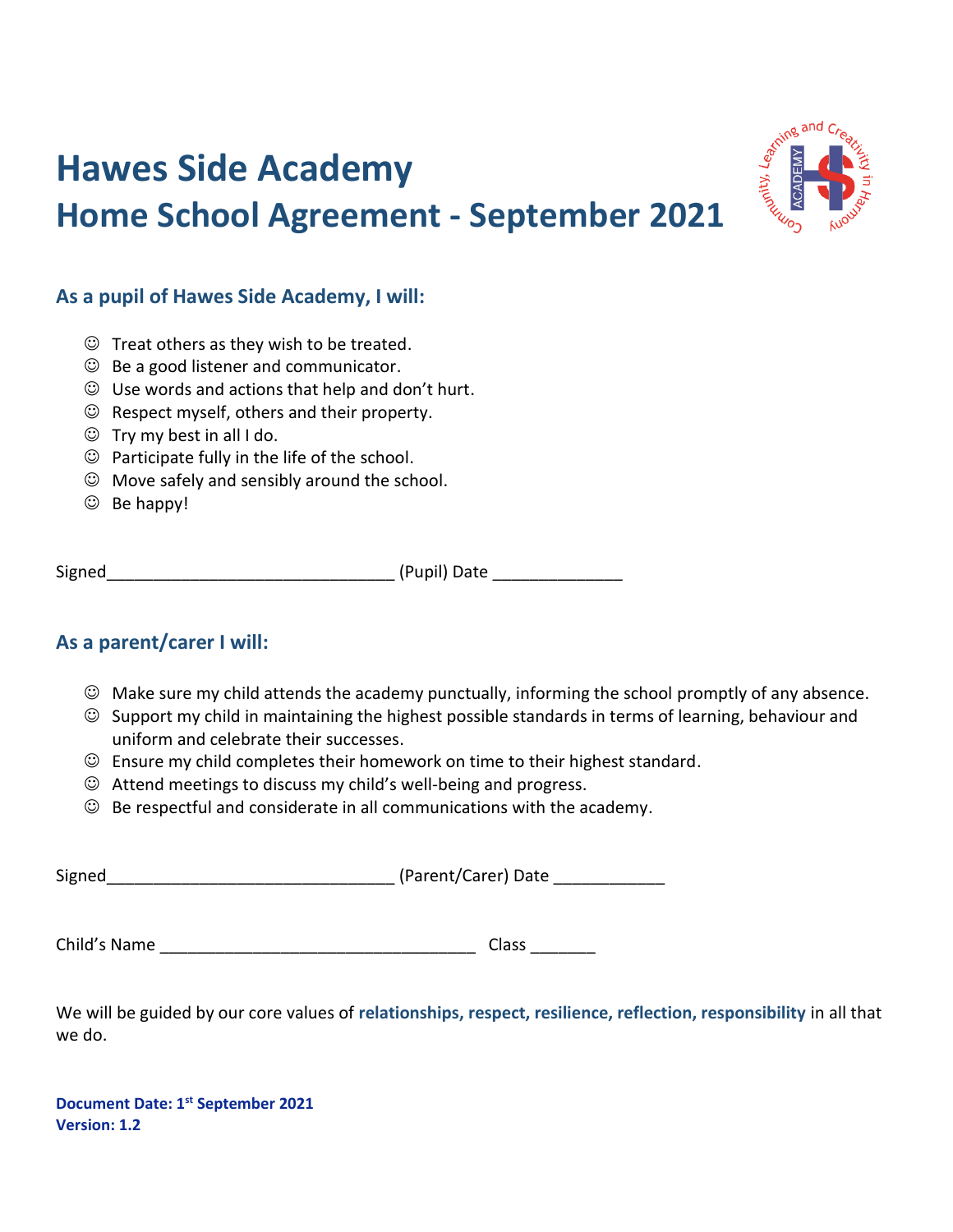# Hawes Side Academy
# Home School Agreement - September 2021

### As a pupil of Hawes Side Academy, I will:

- ☺ Treat others as they wish to be treated.
- ☺ Be a good listener and communicator.
- ☺ Use words and actions that help and don't hurt.
- ☺ Respect myself, others and their property.
- ☺ Try my best in all I do.
- ☺ Participate fully in the life of the school.
- ☺ Move safely and sensibly around the school.
- ☺ Be happy!

Signed_______________________________ (Pupil) Date ______________

### As a parent/carer I will:

- ☺ Make sure my child attends the academy punctually, informing the school promptly of any absence.
- ☺ Support my child in maintaining the highest possible standards in terms of learning, behaviour and uniform and celebrate their successes.
- ☺ Ensure my child completes their homework on time to their highest standard.
- ☺ Attend meetings to discuss my child's well-being and progress.
- ☺ Be respectful and considerate in all communications with the academy.

Signed_______________________________ (Parent/Carer) Date ____________

Child's Name __________________________________ Class _______

We will be guided by our core values of **relationships, respect, resilience, reflection, responsibility** in all that we do.

**Document Date: 1st September 2021**
**Version: 1.2**